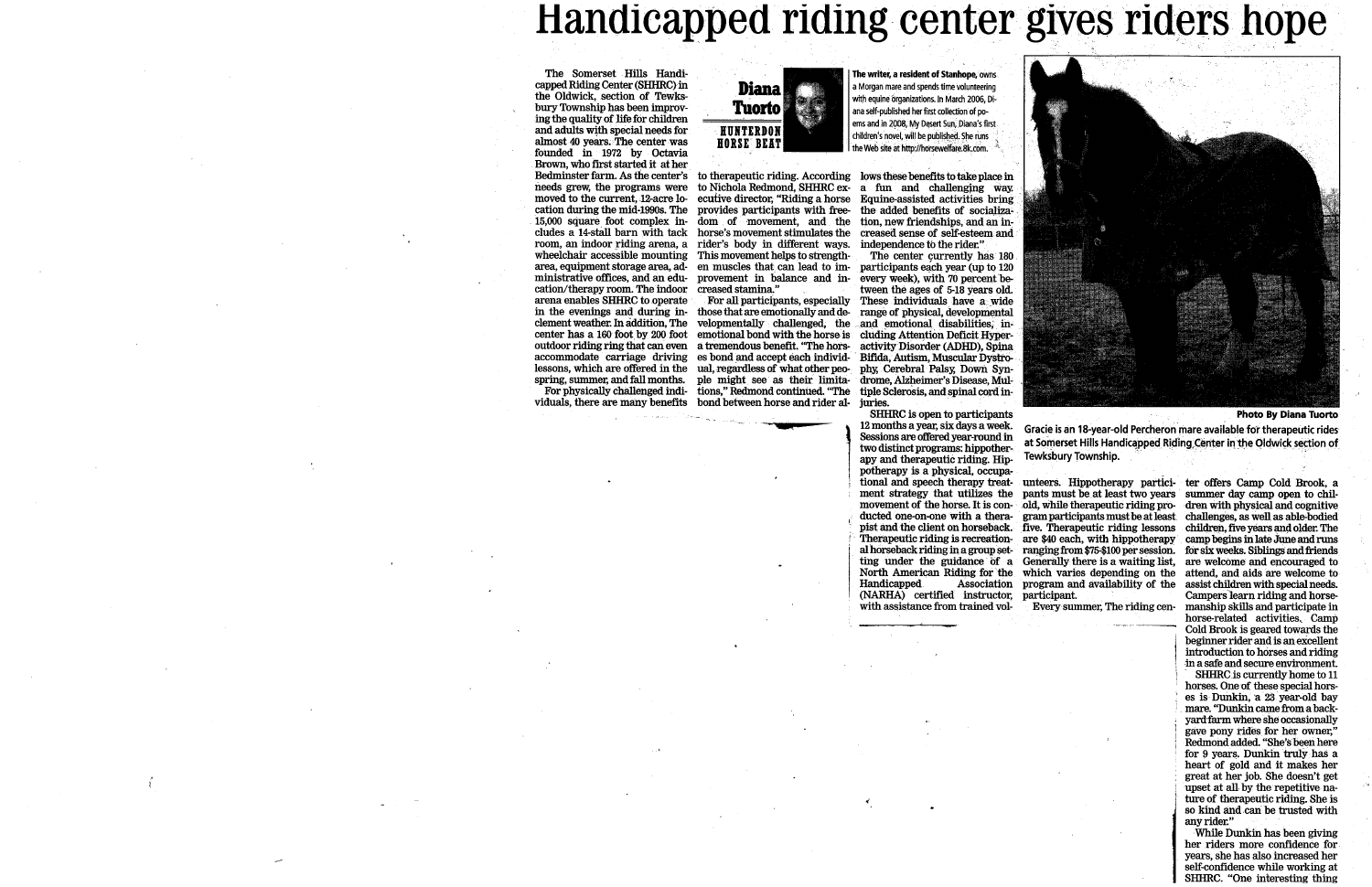# Handicapped riding center gives riders hope

**Diana Tuorto**

**HUNTERDON HORSE BEAT**

*The writer, a resident of Stanhope, owns a Morgan mare and spends time volunteering with equine organizations. In March 2006, Diana self-published her first collection of poems and in 2008, My Desert Sun, Diana's first children's novel, will be published. She runs the Web site at http://horsewelfare.8k.com.*

The Somerset Hills Handicapped Riding Center (SHHRC) in the Oldwick, section of Tewksbury Township has been improving the quality of life for children and adults with special needs for almost 40 years. The center was founded in 1972 by Octavia Brown, who first started it at her Bedminster farm. As the center's needs grew, the programs were moved to the current, 12-acre location during the mid-1990s. The 15,000 square foot complex includes a 14-stall barn with tack room, an indoor riding arena, a wheelchair accessible mounting area, equipment storage area, administrative offices, and an education/therapy room. The indoor arena enables SHHRC to operate in the evenings and during inclement weather. In addition, The center has a 160 foot by 200 foot outdoor riding ring that can even accommodate carriage driving lessons, which are offered in the spring, summer, and fall months.

For physically challenged individuals, there are many benefits to therapeutic riding. According to Nichola Redmond, SHHRC executive director, "Riding a horse provides participants with freedom of movement, and the horse's movement stimulates the rider's body in different ways. This movement helps to strengthen muscles that can lead to improvement in balance and increased stamina."

For all participants, especially those that are emotionally and developmentally challenged, the emotional bond with the horse is a tremendous benefit. "The horses bond and accept each individual, regardless of what other people might see as their limitations," Redmond continued. "The bond between horse and rider allows these benefits to take place in a fun and challenging way. Equine-assisted activities bring the added benefits of socialization, new friendships, and an increased sense of self-esteem and independence to the rider."

The center currently has 180 participants each year (up to 120 every week), with 70 percent between the ages of 5-18 years old. These individuals have a wide range of physical, developmental and emotional disabilities, including Attention Deficit Hyperactivity Disorder (ADHD), Spina Bifida, Autism, Muscular Dystrophy, Cerebral Palsy, Down Syndrome, Alzheimer's Disease, Multiple Sclerosis, and spinal cord injuries.

Photo By Diana Tuorto

Gracie is an 18-year-old Percheron mare available for therapeutic rides at Somerset Hills Handicapped Riding Center in the Oldwick section of Tewksbury Township.

SHHRC is open to participants 12 months a year, six days a week. Sessions are offered year-round in two distinct programs: hippotherapy and therapeutic riding. Hippotherapy is a physical, occupational and speech therapy treatment strategy that utilizes the movement of the horse. It is conducted one-on-one with a therapist and the client on horseback. Therapeutic riding is recreational horseback riding in a group setting under the guidance of a North American Riding for the Handicapped Association (NARHA) certified instructor, with assistance from trained volunteers. Hippotherapy participants must be at least two years old, while therapeutic riding program participants must be at least five. Therapeutic riding lessons are $40 each, with hippotherapy ranging from $75-$100 per session. Generally there is a waiting list, which varies depending on the program and availability of the participant.

Every summer, The riding center offers Camp Cold Brook, a summer day camp open to children with physical and cognitive challenges, as well as able-bodied children, five years and older. The camp begins in late June and runs for six weeks. Siblings and friends are welcome and encouraged to attend, and aids are welcome to assist children with special needs. Campers learn riding and horsemanship skills and participate in horse-related activities. Camp Cold Brook is geared towards the beginner rider and is an excellent introduction to horses and riding in a safe and secure environment.

SHHRC is currently home to 11 horses. One of these special horses is Dunkin, a 23 year-old bay mare. "Dunkin came from a backyard farm where she occasionally gave pony rides for her owner," Redmond added. "She's been here for 9 years. Dunkin truly has a heart of gold and it makes her great at her job. She doesn't get upset at all by the repetitive nature of therapeutic riding. She is so kind and can be trusted with any rider."

While Dunkin has been giving her riders more confidence for years, she has also increased her self-confidence while working at SHHRC. "One interesting thing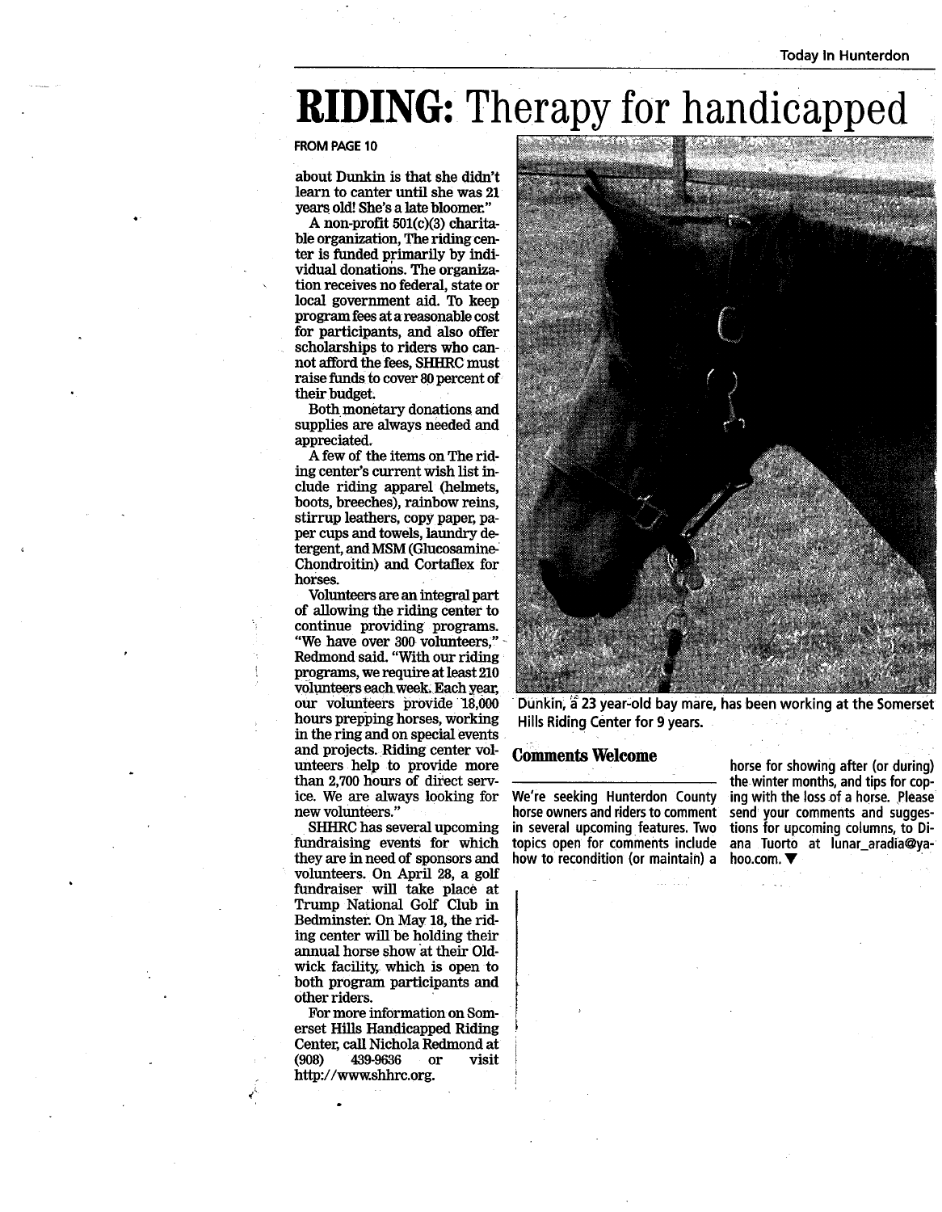# RIDING: Therapy for handicapped

**FROM PAGE 10**

about Dunkin is that she didn't learn to canter until she was 21 years old! She's a late bloomer."

A non-profit 501(c)(3) charitable organization, The riding center is funded primarily by individual donations. The organization receives no federal, state or local government aid. To keep program fees at a reasonable cost for participants, and also offer scholarships to riders who cannot afford the fees, SHHRC must raise funds to cover 80 percent of their budget.

Both monetary donations and supplies are always needed and appreciated.

A few of the items on The riding center's current wish list include riding apparel (helmets, boots, breeches), rainbow reins, stirrup leathers, copy paper, paper cups and towels, laundry detergent, and MSM (Glucosamine-Chondroitin) and Cortaflex for horses.

Volunteers are an integral part of allowing the riding center to continue providing programs. "We have over 300 volunteers," Redmond said. "With our riding programs, we require at least 210 volunteers each week. Each year, our volunteers provide 18,000 hours prepping horses, working in the ring and on special events and projects. Riding center volunteers help to provide more than 2,700 hours of direct service. We are always looking for new volunteers."

SHHRC has several upcoming fundraising events for which they are in need of sponsors and volunteers. On April 28, a golf fundraiser will take place at Trump National Golf Club in Bedminster. On May 18, the riding center will be holding their annual horse show at their Oldwick facility, which is open to both program participants and other riders.

For more information on Somerset Hills Handicapped Riding Center, call Nichola Redmond at (908) 439-9636 or visit http://www.shhrc.org.

Dunkin, a 23 year-old bay mare, has been working at the Somerset Hills Riding Center for 9 years.

## Comments Welcome

We're seeking Hunterdon County horse owners and riders to comment in several upcoming features. Two topics open for comments include how to recondition (or maintain) a horse for showing after (or during) the winter months, and tips for coping with the loss of a horse. Please send your comments and suggestions for upcoming columns, to Diana Tuorto at lunar_aradia@yahoo.com. ▼